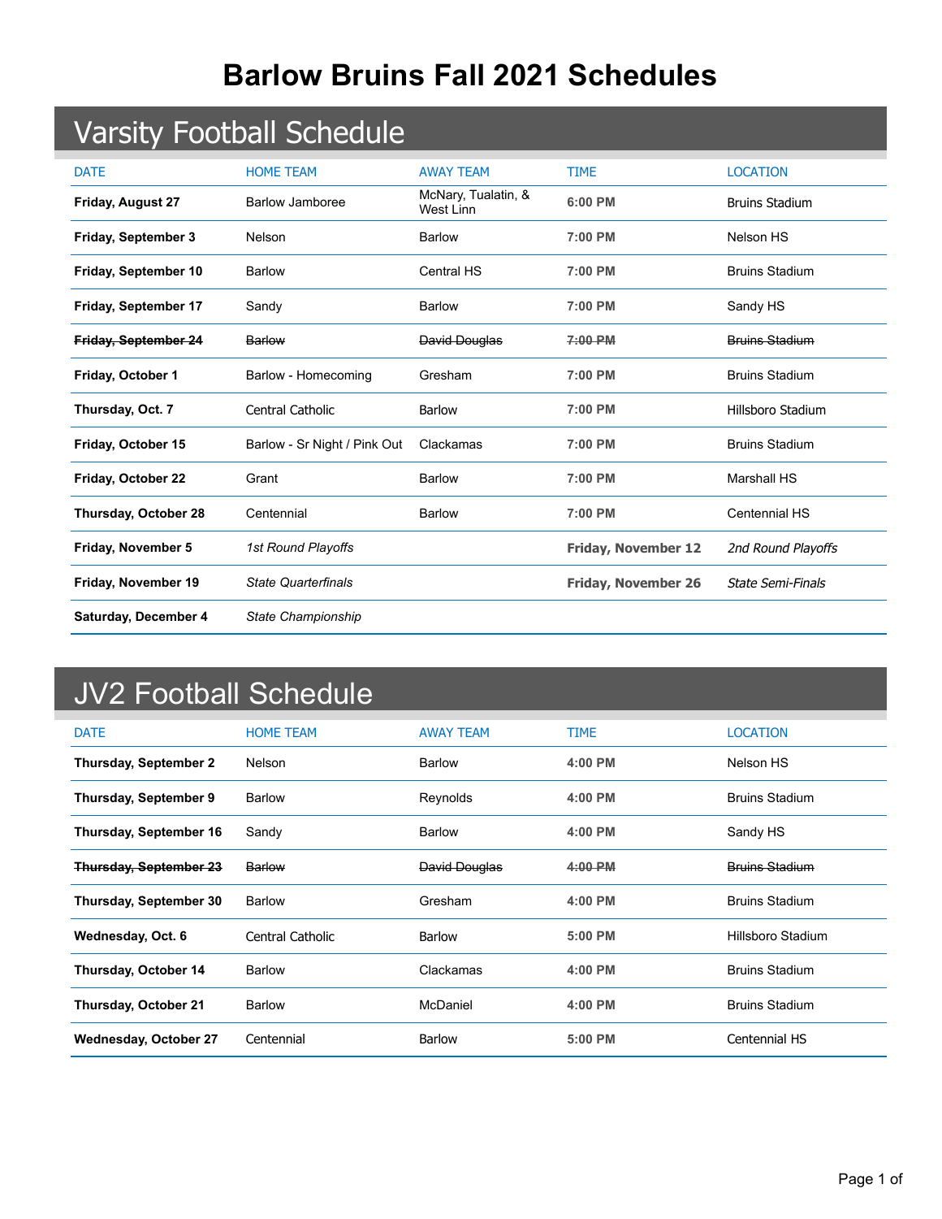# Barlow Bruins Fall 2021 Schedules

## Varsity Football Schedule

| DATE | HOME TEAM | AWAY TEAM | TIME | LOCATION |
|---|---|---|---|---|
| **Friday, August 27** | Barlow Jamboree | McNary, Tualatin, & West Linn | **6:00 PM** | Bruins Stadium |
| **Friday, September 3** | Nelson | Barlow | **7:00 PM** | Nelson HS |
| **Friday, September 10** | Barlow | Central HS | **7:00 PM** | Bruins Stadium |
| **Friday, September 17** | Sandy | Barlow | **7:00 PM** | Sandy HS |
| ~~**Friday, September 24**~~ | ~~Barlow~~ | ~~David Douglas~~ | ~~**7:00 PM**~~ | ~~Bruins Stadium~~ |
| **Friday, October 1** | Barlow - Homecoming | Gresham | **7:00 PM** | Bruins Stadium |
| **Thursday, Oct. 7** | Central Catholic | Barlow | **7:00 PM** | Hillsboro Stadium |
| **Friday, October 15** | Barlow - Sr Night / Pink Out | Clackamas | **7:00 PM** | Bruins Stadium |
| **Friday, October 22** | Grant | Barlow | **7:00 PM** | Marshall HS |
| **Thursday, October 28** | Centennial | Barlow | **7:00 PM** | Centennial HS |
| **Friday, November 5** | *1st Round Playoffs* | | **Friday, November 12** | *2nd Round Playoffs* |
| **Friday, November 19** | *State Quarterfinals* | | **Friday, November 26** | *State Semi-Finals* |
| **Saturday, December 4** | *State Championship* | | | |

## JV2 Football Schedule

| DATE | HOME TEAM | AWAY TEAM | TIME | LOCATION |
|---|---|---|---|---|
| **Thursday, September 2** | Nelson | Barlow | **4:00 PM** | Nelson HS |
| **Thursday, September 9** | Barlow | Reynolds | **4:00 PM** | Bruins Stadium |
| **Thursday, September 16** | Sandy | Barlow | **4:00 PM** | Sandy HS |
| ~~**Thursday, September 23**~~ | ~~Barlow~~ | ~~David Douglas~~ | ~~**4:00 PM**~~ | ~~Bruins Stadium~~ |
| **Thursday, September 30** | Barlow | Gresham | **4:00 PM** | Bruins Stadium |
| **Wednesday, Oct. 6** | Central Catholic | Barlow | **5:00 PM** | Hillsboro Stadium |
| **Thursday, October 14** | Barlow | Clackamas | **4:00 PM** | Bruins Stadium |
| **Thursday, October 21** | Barlow | McDaniel | **4:00 PM** | Bruins Stadium |
| **Wednesday, October 27** | Centennial | Barlow | **5:00 PM** | Centennial HS |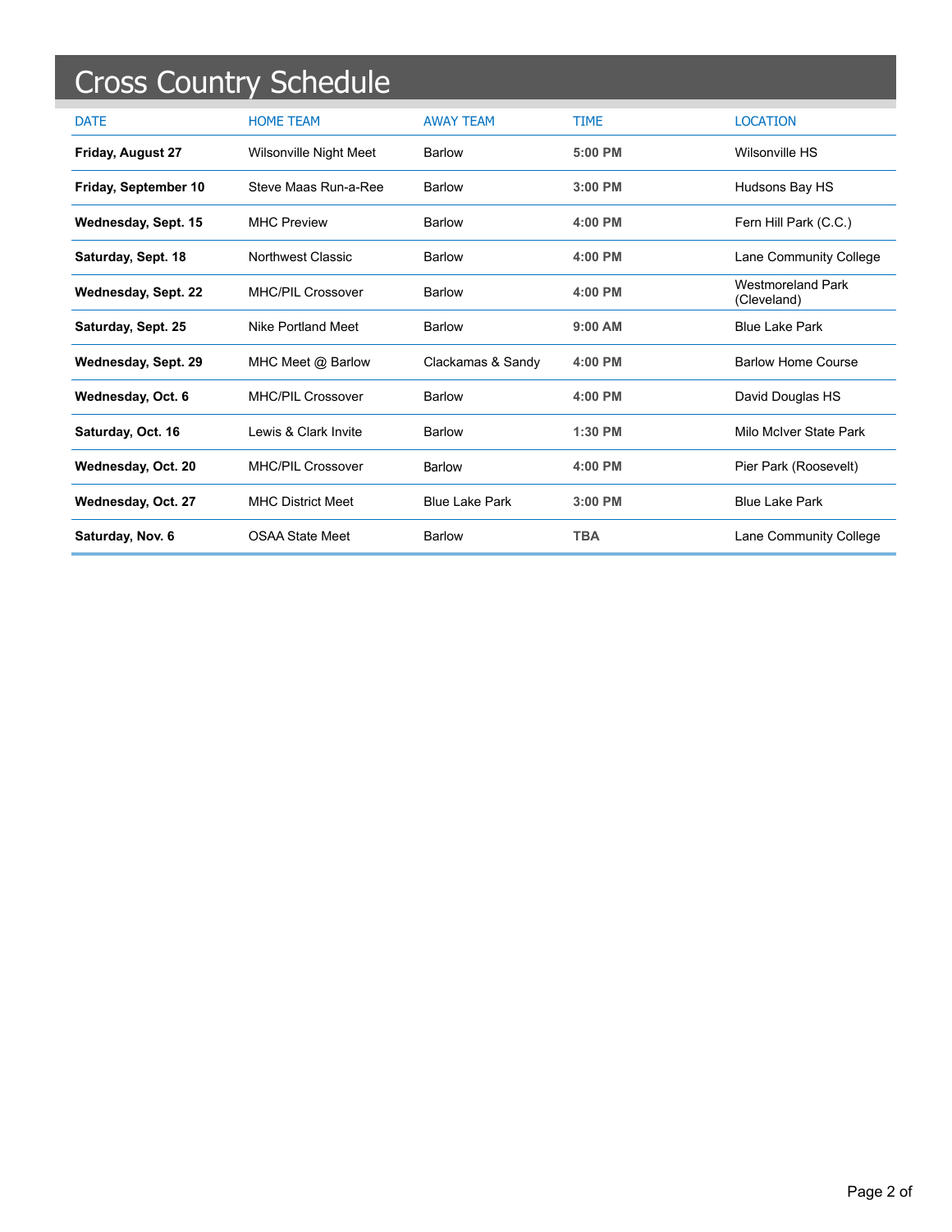# Cross Country Schedule

| DATE | HOME TEAM | AWAY TEAM | TIME | LOCATION |
|---|---|---|---|---|
| **Friday, August 27** | Wilsonville Night Meet | Barlow | **5:00 PM** | Wilsonville HS |
| **Friday, September 10** | Steve Maas Run-a-Ree | Barlow | **3:00 PM** | Hudsons Bay HS |
| **Wednesday, Sept. 15** | MHC Preview | Barlow | **4:00 PM** | Fern Hill Park (C.C.) |
| **Saturday, Sept. 18** | Northwest Classic | Barlow | **4:00 PM** | Lane Community College |
| **Wednesday, Sept. 22** | MHC/PIL Crossover | Barlow | **4:00 PM** | Westmoreland Park (Cleveland) |
| **Saturday, Sept. 25** | Nike Portland Meet | Barlow | **9:00 AM** | Blue Lake Park |
| **Wednesday, Sept. 29** | MHC Meet @ Barlow | Clackamas & Sandy | **4:00 PM** | Barlow Home Course |
| **Wednesday, Oct. 6** | MHC/PIL Crossover | Barlow | **4:00 PM** | David Douglas HS |
| **Saturday, Oct. 16** | Lewis & Clark Invite | Barlow | **1:30 PM** | Milo McIver State Park |
| **Wednesday, Oct. 20** | MHC/PIL Crossover | Barlow | **4:00 PM** | Pier Park (Roosevelt) |
| **Wednesday, Oct. 27** | MHC District Meet | Blue Lake Park | **3:00 PM** | Blue Lake Park |
| **Saturday, Nov. 6** | OSAA State Meet | Barlow | **TBA** | Lane Community College |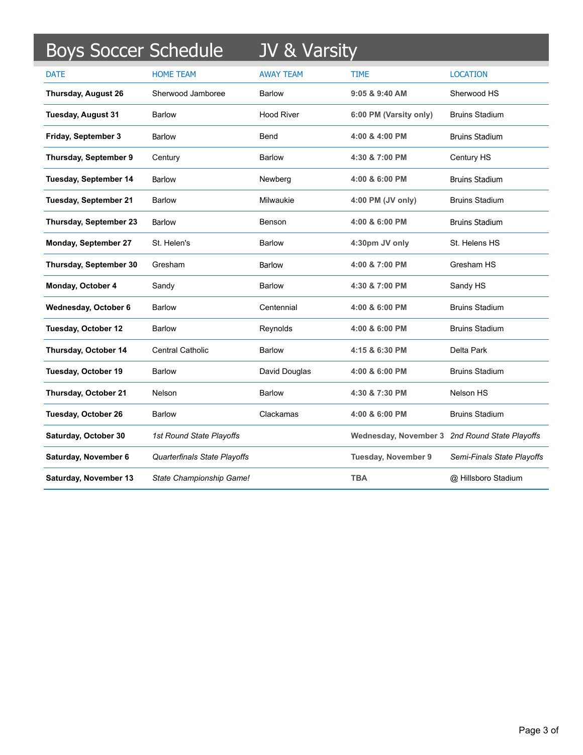# Boys Soccer Schedule JV & Varsity

| DATE | HOME TEAM | AWAY TEAM | TIME | LOCATION |
|---|---|---|---|---|
| **Thursday, August 26** | Sherwood Jamboree | Barlow | **9:05 & 9:40 AM** | Sherwood HS |
| **Tuesday, August 31** | Barlow | Hood River | **6:00 PM (Varsity only)** | Bruins Stadium |
| **Friday, September 3** | Barlow | Bend | **4:00 & 4:00 PM** | Bruins Stadium |
| **Thursday, September 9** | Century | Barlow | **4:30 & 7:00 PM** | Century HS |
| **Tuesday, September 14** | Barlow | Newberg | **4:00 & 6:00 PM** | Bruins Stadium |
| **Tuesday, September 21** | Barlow | Milwaukie | **4:00 PM (JV only)** | Bruins Stadium |
| **Thursday, September 23** | Barlow | Benson | **4:00 & 6:00 PM** | Bruins Stadium |
| **Monday, September 27** | St. Helen's | Barlow | **4:30pm JV only** | St. Helens HS |
| **Thursday, September 30** | Gresham | Barlow | **4:00 & 7:00 PM** | Gresham HS |
| **Monday, October 4** | Sandy | Barlow | **4:30 & 7:00 PM** | Sandy HS |
| **Wednesday, October 6** | Barlow | Centennial | **4:00 & 6:00 PM** | Bruins Stadium |
| **Tuesday, October 12** | Barlow | Reynolds | **4:00 & 6:00 PM** | Bruins Stadium |
| **Thursday, October 14** | Central Catholic | Barlow | **4:15 & 6:30 PM** | Delta Park |
| **Tuesday, October 19** | Barlow | David Douglas | **4:00 & 6:00 PM** | Bruins Stadium |
| **Thursday, October 21** | Nelson | Barlow | **4:30 & 7:30 PM** | Nelson HS |
| **Tuesday, October 26** | Barlow | Clackamas | **4:00 & 6:00 PM** | Bruins Stadium |
| **Saturday, October 30** | *1st Round State Playoffs* | | **Wednesday, November 3** | *2nd Round State Playoffs* |
| **Saturday, November 6** | *Quarterfinals State Playoffs* | | **Tuesday, November 9** | *Semi-Finals State Playoffs* |
| **Saturday, November 13** | *State Championship Game!* | | **TBA** | @ Hillsboro Stadium |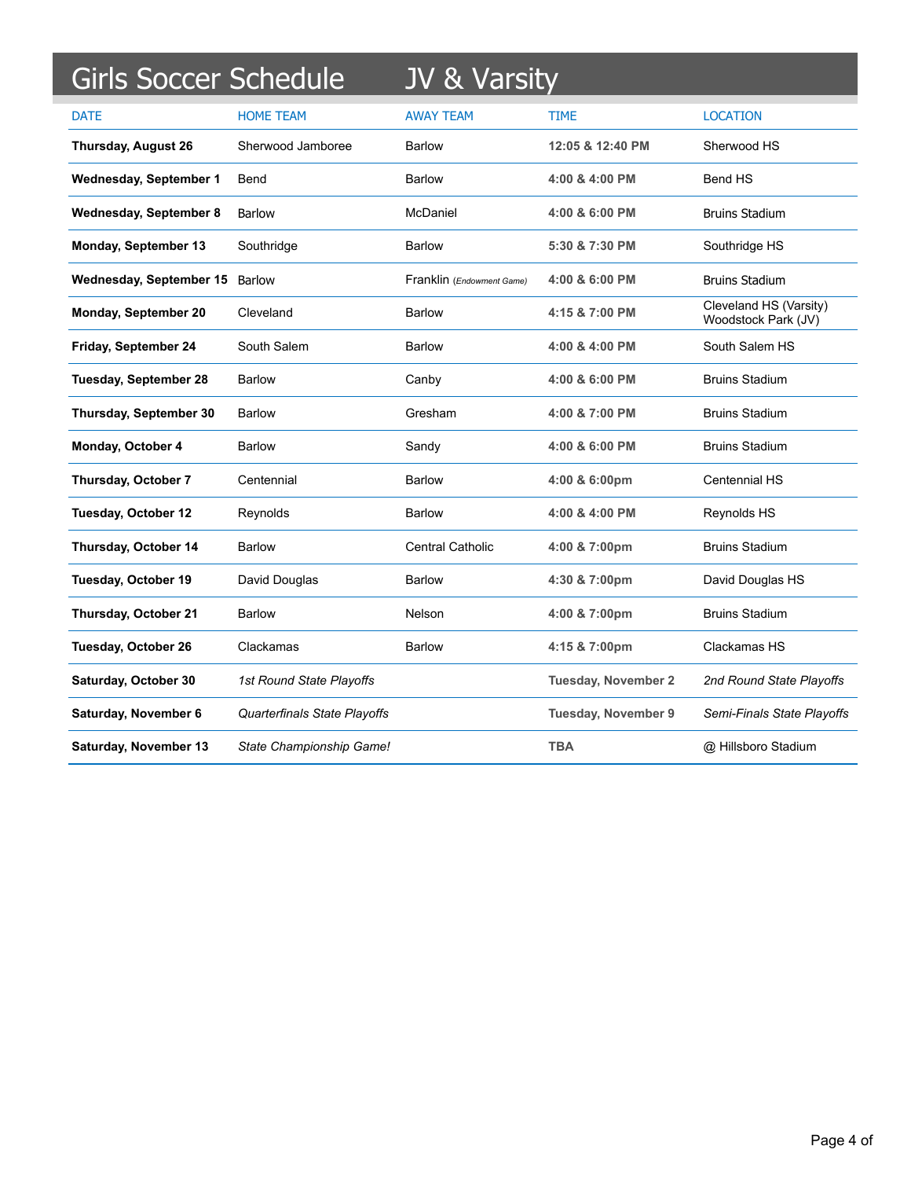# Girls Soccer Schedule JV & Varsity

| DATE | HOME TEAM | AWAY TEAM | TIME | LOCATION |
|---|---|---|---|---|
| **Thursday, August 26** | Sherwood Jamboree | Barlow | **12:05 & 12:40 PM** | Sherwood HS |
| **Wednesday, September 1** | Bend | Barlow | **4:00 & 4:00 PM** | Bend HS |
| **Wednesday, September 8** | Barlow | McDaniel | **4:00 & 6:00 PM** | Bruins Stadium |
| **Monday, September 13** | Southridge | Barlow | **5:30 & 7:30 PM** | Southridge HS |
| **Wednesday, September 15** | Barlow | Franklin (*Endowment Game*) | **4:00 & 6:00 PM** | Bruins Stadium |
| **Monday, September 20** | Cleveland | Barlow | **4:15 & 7:00 PM** | Cleveland HS (Varsity) Woodstock Park (JV) |
| **Friday, September 24** | South Salem | Barlow | **4:00 & 4:00 PM** | South Salem HS |
| **Tuesday, September 28** | Barlow | Canby | **4:00 & 6:00 PM** | Bruins Stadium |
| **Thursday, September 30** | Barlow | Gresham | **4:00 & 7:00 PM** | Bruins Stadium |
| **Monday, October 4** | Barlow | Sandy | **4:00 & 6:00 PM** | Bruins Stadium |
| **Thursday, October 7** | Centennial | Barlow | **4:00 & 6:00pm** | Centennial HS |
| **Tuesday, October 12** | Reynolds | Barlow | **4:00 & 4:00 PM** | Reynolds HS |
| **Thursday, October 14** | Barlow | Central Catholic | **4:00 & 7:00pm** | Bruins Stadium |
| **Tuesday, October 19** | David Douglas | Barlow | **4:30 & 7:00pm** | David Douglas HS |
| **Thursday, October 21** | Barlow | Nelson | **4:00 & 7:00pm** | Bruins Stadium |
| **Tuesday, October 26** | Clackamas | Barlow | **4:15 & 7:00pm** | Clackamas HS |
| **Saturday, October 30** | *1st Round State Playoffs* | | **Tuesday, November 2** | *2nd Round State Playoffs* |
| **Saturday, November 6** | *Quarterfinals State Playoffs* | | **Tuesday, November 9** | *Semi-Finals State Playoffs* |
| **Saturday, November 13** | *State Championship Game!* | | **TBA** | @ Hillsboro Stadium |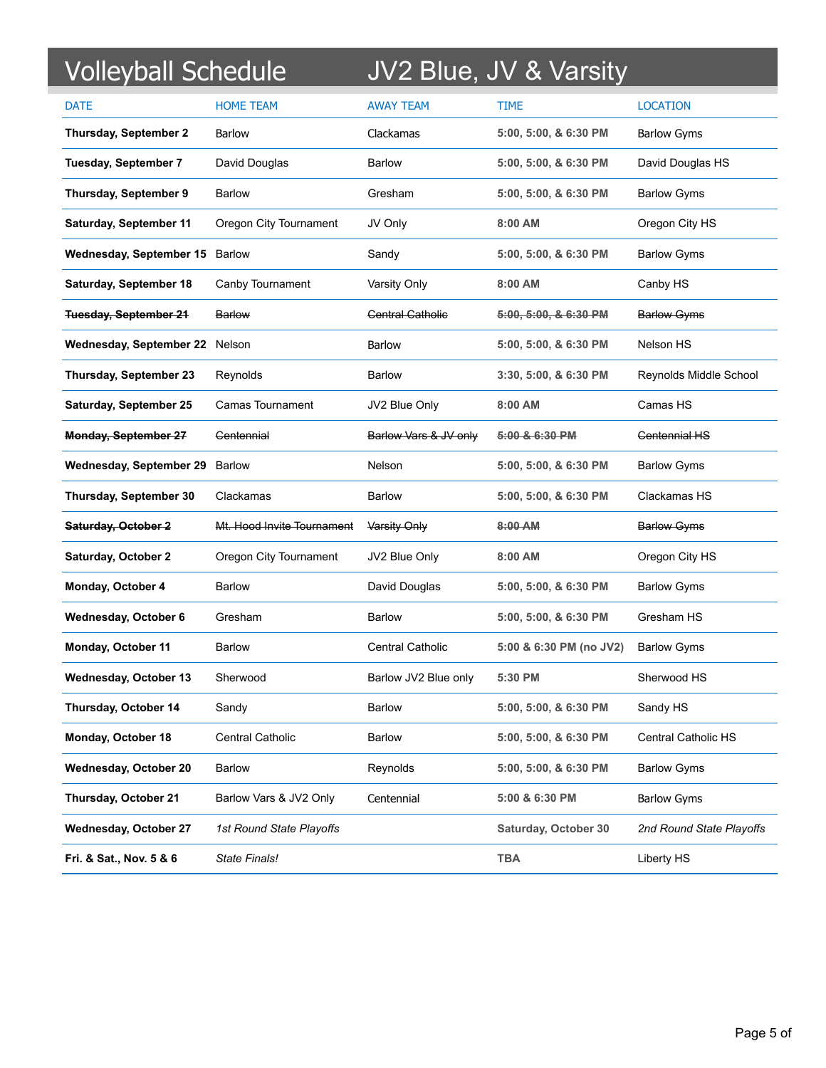# Volleyball Schedule JV2 Blue, JV & Varsity

| DATE | HOME TEAM | AWAY TEAM | TIME | LOCATION |
|---|---|---|---|---|
| **Thursday, September 2** | Barlow | Clackamas | **5:00, 5:00, & 6:30 PM** | Barlow Gyms |
| **Tuesday, September 7** | David Douglas | Barlow | **5:00, 5:00, & 6:30 PM** | David Douglas HS |
| **Thursday, September 9** | Barlow | Gresham | **5:00, 5:00, & 6:30 PM** | Barlow Gyms |
| **Saturday, September 11** | Oregon City Tournament | JV Only | **8:00 AM** | Oregon City HS |
| **Wednesday, September 15** | Barlow | Sandy | **5:00, 5:00, & 6:30 PM** | Barlow Gyms |
| **Saturday, September 18** | Canby Tournament | Varsity Only | **8:00 AM** | Canby HS |
| ~~**Tuesday, September 21**~~ | ~~Barlow~~ | ~~Central Catholic~~ | ~~**5:00, 5:00, & 6:30 PM**~~ | ~~Barlow Gyms~~ |
| **Wednesday, September 22** | Nelson | Barlow | **5:00, 5:00, & 6:30 PM** | Nelson HS |
| **Thursday, September 23** | Reynolds | Barlow | **3:30, 5:00, & 6:30 PM** | Reynolds Middle School |
| **Saturday, September 25** | Camas Tournament | JV2 Blue Only | **8:00 AM** | Camas HS |
| ~~**Monday, September 27**~~ | ~~Centennial~~ | ~~Barlow Vars & JV only~~ | ~~**5:00 & 6:30 PM**~~ | ~~Centennial HS~~ |
| **Wednesday, September 29** | Barlow | Nelson | **5:00, 5:00, & 6:30 PM** | Barlow Gyms |
| **Thursday, September 30** | Clackamas | Barlow | **5:00, 5:00, & 6:30 PM** | Clackamas HS |
| ~~**Saturday, October 2**~~ | ~~Mt. Hood Invite Tournament~~ | ~~Varsity Only~~ | ~~**8:00 AM**~~ | ~~Barlow Gyms~~ |
| **Saturday, October 2** | Oregon City Tournament | JV2 Blue Only | **8:00 AM** | Oregon City HS |
| **Monday, October 4** | Barlow | David Douglas | **5:00, 5:00, & 6:30 PM** | Barlow Gyms |
| **Wednesday, October 6** | Gresham | Barlow | **5:00, 5:00, & 6:30 PM** | Gresham HS |
| **Monday, October 11** | Barlow | Central Catholic | **5:00 & 6:30 PM (no JV2)** | Barlow Gyms |
| **Wednesday, October 13** | Sherwood | Barlow JV2 Blue only | **5:30 PM** | Sherwood HS |
| **Thursday, October 14** | Sandy | Barlow | **5:00, 5:00, & 6:30 PM** | Sandy HS |
| **Monday, October 18** | Central Catholic | Barlow | **5:00, 5:00, & 6:30 PM** | Central Catholic HS |
| **Wednesday, October 20** | Barlow | Reynolds | **5:00, 5:00, & 6:30 PM** | Barlow Gyms |
| **Thursday, October 21** | Barlow Vars & JV2 Only | Centennial | **5:00 & 6:30 PM** | Barlow Gyms |
| **Wednesday, October 27** | *1st Round State Playoffs* | | **Saturday, October 30** | *2nd Round State Playoffs* |
| **Fri. & Sat., Nov. 5 & 6** | *State Finals!* | | **TBA** | Liberty HS |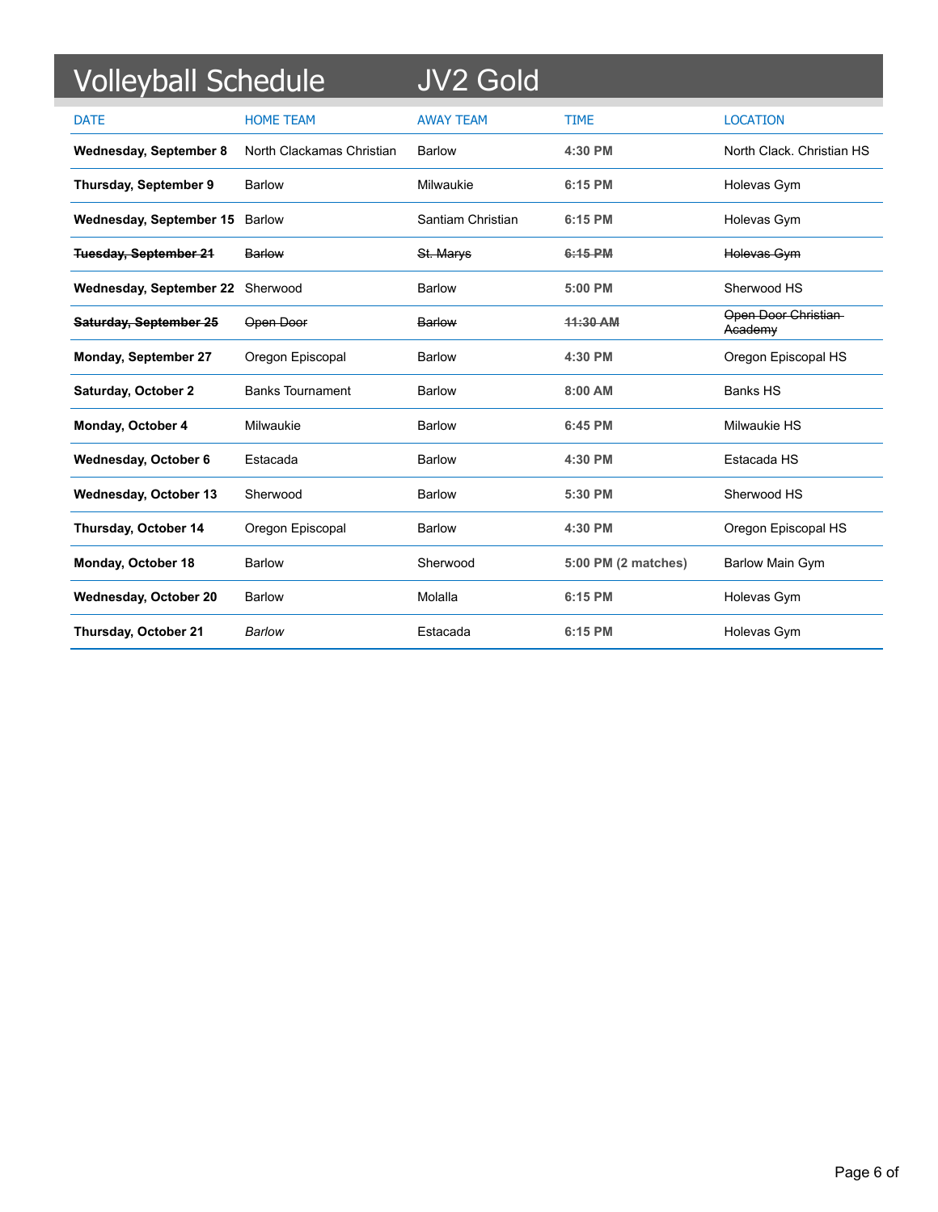# Volleyball Schedule JV2 Gold

| DATE | HOME TEAM | AWAY TEAM | TIME | LOCATION |
|---|---|---|---|---|
| **Wednesday, September 8** | North Clackamas Christian | Barlow | **4:30 PM** | North Clack. Christian HS |
| **Thursday, September 9** | Barlow | Milwaukie | **6:15 PM** | Holevas Gym |
| **Wednesday, September 15** | Barlow | Santiam Christian | **6:15 PM** | Holevas Gym |
| ~~**Tuesday, September 21**~~ | ~~Barlow~~ | ~~St. Marys~~ | ~~**6:15 PM**~~ | ~~Holevas Gym~~ |
| **Wednesday, September 22** | Sherwood | Barlow | **5:00 PM** | Sherwood HS |
| ~~**Saturday, September 25**~~ | ~~Open Door~~ | ~~Barlow~~ | ~~**11:30 AM**~~ | ~~Open Door Christian Academy~~ |
| **Monday, September 27** | Oregon Episcopal | Barlow | **4:30 PM** | Oregon Episcopal HS |
| **Saturday, October 2** | Banks Tournament | Barlow | **8:00 AM** | Banks HS |
| **Monday, October 4** | Milwaukie | Barlow | **6:45 PM** | Milwaukie HS |
| **Wednesday, October 6** | Estacada | Barlow | **4:30 PM** | Estacada HS |
| **Wednesday, October 13** | Sherwood | Barlow | **5:30 PM** | Sherwood HS |
| **Thursday, October 14** | Oregon Episcopal | Barlow | **4:30 PM** | Oregon Episcopal HS |
| **Monday, October 18** | Barlow | Sherwood | **5:00 PM (2 matches)** | Barlow Main Gym |
| **Wednesday, October 20** | Barlow | Molalla | **6:15 PM** | Holevas Gym |
| **Thursday, October 21** | *Barlow* | Estacada | **6:15 PM** | Holevas Gym |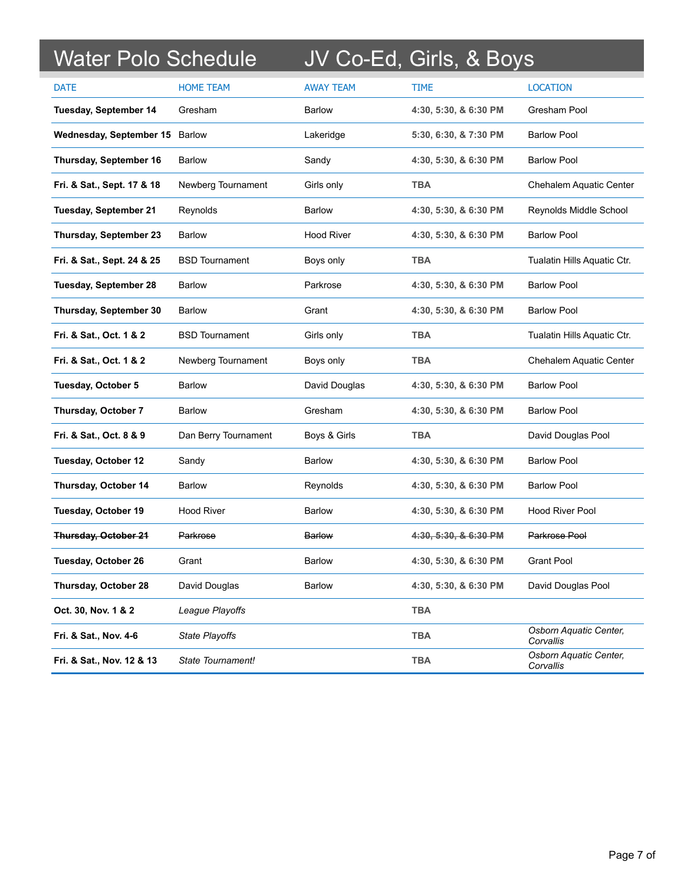# Water Polo Schedule JV Co-Ed, Girls, & Boys

| DATE | HOME TEAM | AWAY TEAM | TIME | LOCATION |
|---|---|---|---|---|
| **Tuesday, September 14** | Gresham | Barlow | **4:30, 5:30, & 6:30 PM** | Gresham Pool |
| **Wednesday, September 15** | Barlow | Lakeridge | **5:30, 6:30, & 7:30 PM** | Barlow Pool |
| **Thursday, September 16** | Barlow | Sandy | **4:30, 5:30, & 6:30 PM** | Barlow Pool |
| **Fri. & Sat., Sept. 17 & 18** | Newberg Tournament | Girls only | **TBA** | Chehalem Aquatic Center |
| **Tuesday, September 21** | Reynolds | Barlow | **4:30, 5:30, & 6:30 PM** | Reynolds Middle School |
| **Thursday, September 23** | Barlow | Hood River | **4:30, 5:30, & 6:30 PM** | Barlow Pool |
| **Fri. & Sat., Sept. 24 & 25** | BSD Tournament | Boys only | **TBA** | Tualatin Hills Aquatic Ctr. |
| **Tuesday, September 28** | Barlow | Parkrose | **4:30, 5:30, & 6:30 PM** | Barlow Pool |
| **Thursday, September 30** | Barlow | Grant | **4:30, 5:30, & 6:30 PM** | Barlow Pool |
| **Fri. & Sat., Oct. 1 & 2** | BSD Tournament | Girls only | **TBA** | Tualatin Hills Aquatic Ctr. |
| **Fri. & Sat., Oct. 1 & 2** | Newberg Tournament | Boys only | **TBA** | Chehalem Aquatic Center |
| **Tuesday, October 5** | Barlow | David Douglas | **4:30, 5:30, & 6:30 PM** | Barlow Pool |
| **Thursday, October 7** | Barlow | Gresham | **4:30, 5:30, & 6:30 PM** | Barlow Pool |
| **Fri. & Sat., Oct. 8 & 9** | Dan Berry Tournament | Boys & Girls | **TBA** | David Douglas Pool |
| **Tuesday, October 12** | Sandy | Barlow | **4:30, 5:30, & 6:30 PM** | Barlow Pool |
| **Thursday, October 14** | Barlow | Reynolds | **4:30, 5:30, & 6:30 PM** | Barlow Pool |
| **Tuesday, October 19** | Hood River | Barlow | **4:30, 5:30, & 6:30 PM** | Hood River Pool |
| ~~**Thursday, October 21**~~ | ~~Parkrose~~ | ~~Barlow~~ | ~~**4:30, 5:30, & 6:30 PM**~~ | ~~Parkrose Pool~~ |
| **Tuesday, October 26** | Grant | Barlow | **4:30, 5:30, & 6:30 PM** | Grant Pool |
| **Thursday, October 28** | David Douglas | Barlow | **4:30, 5:30, & 6:30 PM** | David Douglas Pool |
| **Oct. 30, Nov. 1 & 2** | *League Playoffs* | | **TBA** | |
| **Fri. & Sat., Nov. 4-6** | *State Playoffs* | | **TBA** | *Osborn Aquatic Center, Corvallis* |
| **Fri. & Sat., Nov. 12 & 13** | *State Tournament!* | | **TBA** | *Osborn Aquatic Center, Corvallis* |